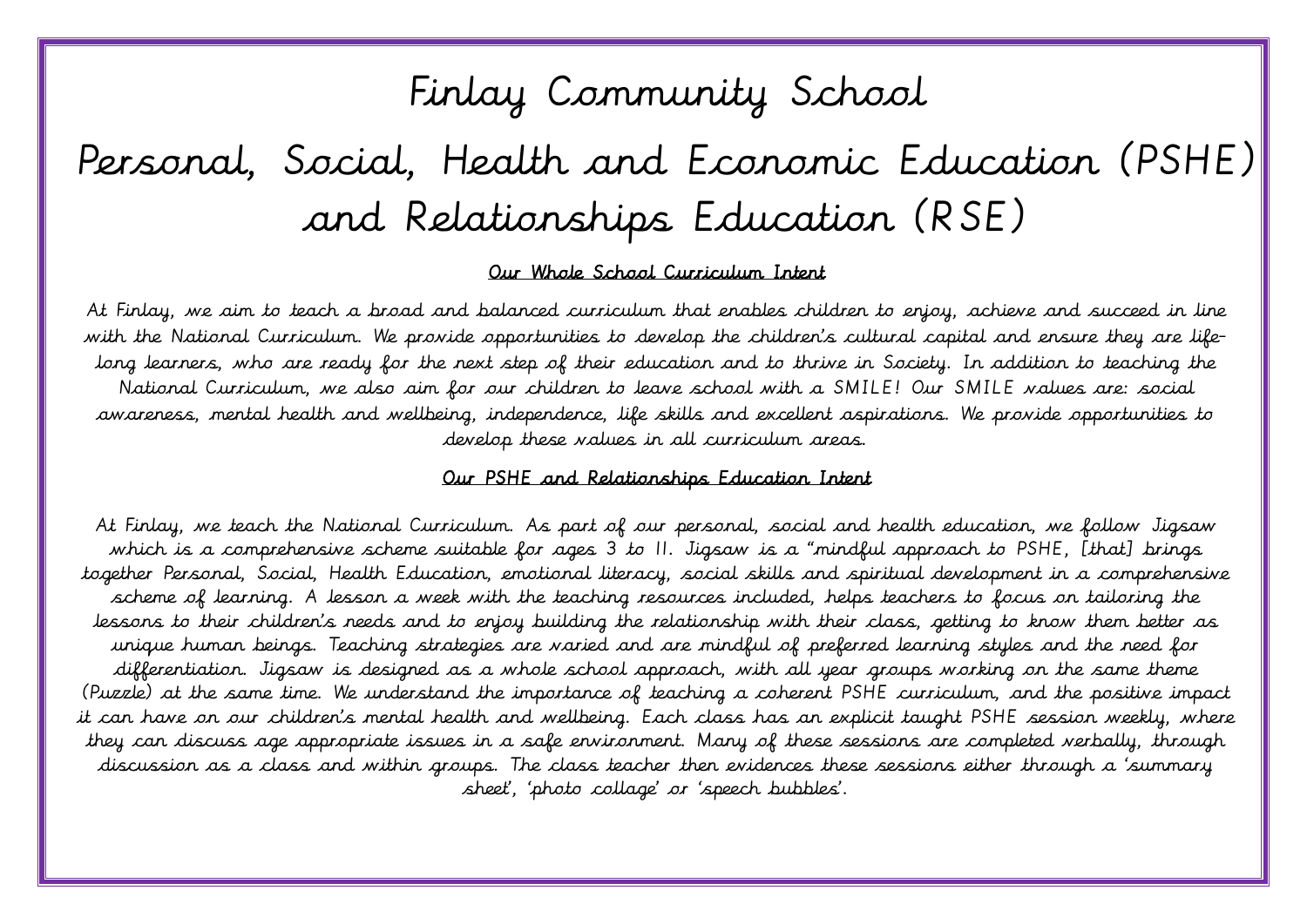# Finlay Community School

# Personal, Social, Health and Economic Education (PSHE) and Relationships Education (RSE)

## Our Whole School Curriculum Intent

At Finlay, we aim to teach a broad and balanced curriculum that enables children to enjoy, achieve and succeed in line with the National Curriculum. We provide opportunities to develop the children's cultural capital and ensure they are life-long learners, who are ready for the next step of their education and to thrive in Society. In addition to teaching the National Curriculum, we also aim for our children to leave school with a SMILE! Our SMILE values are: social awareness, mental health and wellbeing, independence, life skills and excellent aspirations. We provide opportunities to develop these values in all curriculum areas.

## Our PSHE and Relationships Education Intent

At Finlay, we teach the National Curriculum. As part of our personal, social and health education, we follow Jigsaw which is a comprehensive scheme suitable for ages 3 to 11. Jigsaw is a "mindful approach to PSHE, [that] brings together Personal, Social, Health Education, emotional literacy, social skills and spiritual development in a comprehensive scheme of learning. A lesson a week with the teaching resources included, helps teachers to focus on tailoring the lessons to their children's needs and to enjoy building the relationship with their class, getting to know them better as unique human beings. Teaching strategies are varied and are mindful of preferred learning styles and the need for differentiation. Jigsaw is designed as a whole school approach, with all year groups working on the same theme (Puzzle) at the same time. We understand the importance of teaching a coherent PSHE curriculum, and the positive impact it can have on our children's mental health and wellbeing. Each class has an explicit taught PSHE session weekly, where they can discuss age appropriate issues in a safe environment. Many of these sessions are completed verbally, through discussion as a class and within groups. The class teacher then evidences these sessions either through a 'summary sheet', 'photo collage' or 'speech bubbles'.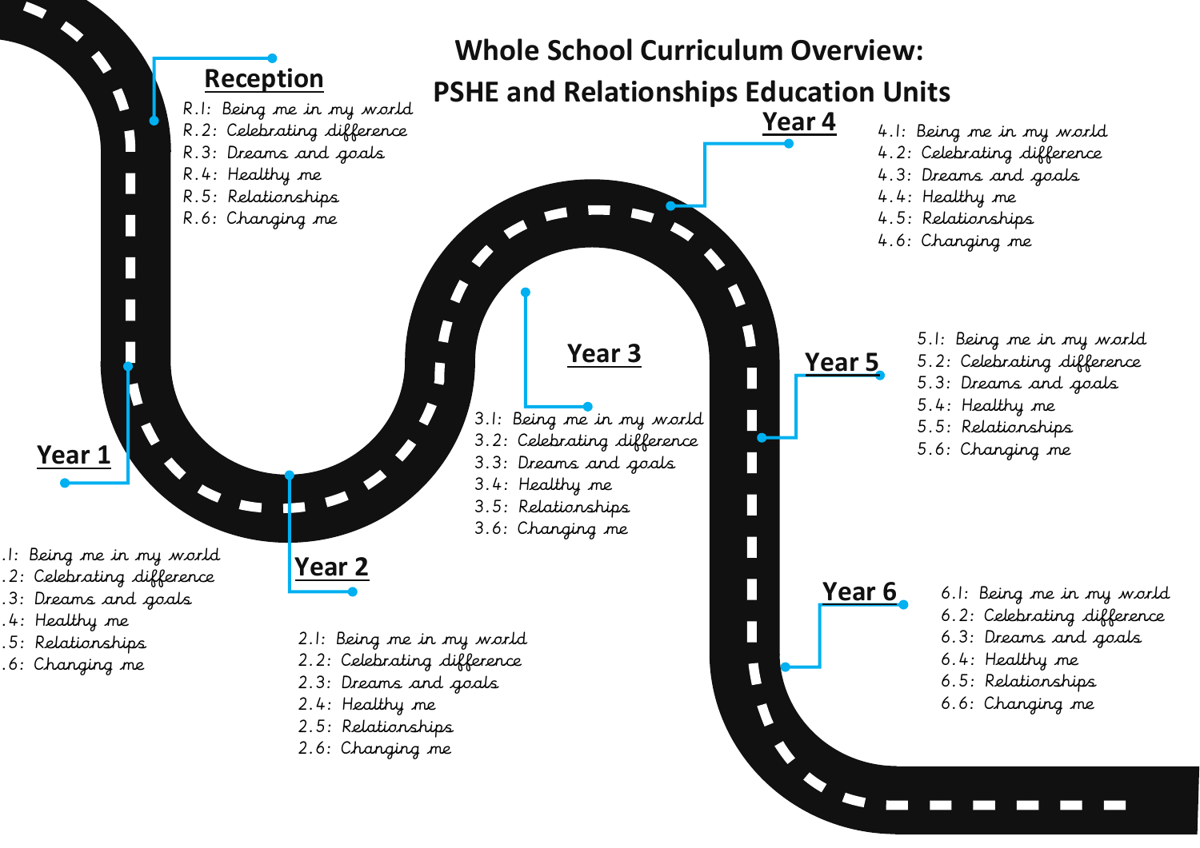# Whole School Curriculum Overview: PSHE and Relationships Education Units

## Reception

R.1: Being me in my world
R.2: Celebrating difference
R.3: Dreams and goals
R.4: Healthy me
R.5: Relationships
R.6: Changing me

## Year 1

.1: Being me in my world
.2: Celebrating difference
.3: Dreams and goals
.4: Healthy me
.5: Relationships
.6: Changing me

## Year 2

2.1: Being me in my world
2.2: Celebrating difference
2.3: Dreams and goals
2.4: Healthy me
2.5: Relationships
2.6: Changing me

## Year 3

3.1: Being me in my world
3.2: Celebrating difference
3.3: Dreams and goals
3.4: Healthy me
3.5: Relationships
3.6: Changing me

## Year 4

4.1: Being me in my world
4.2: Celebrating difference
4.3: Dreams and goals
4.4: Healthy me
4.5: Relationships
4.6: Changing me

## Year 5

5.1: Being me in my world
5.2: Celebrating difference
5.3: Dreams and goals
5.4: Healthy me
5.5: Relationships
5.6: Changing me

## Year 6

6.1: Being me in my world
6.2: Celebrating difference
6.3: Dreams and goals
6.4: Healthy me
6.5: Relationships
6.6: Changing me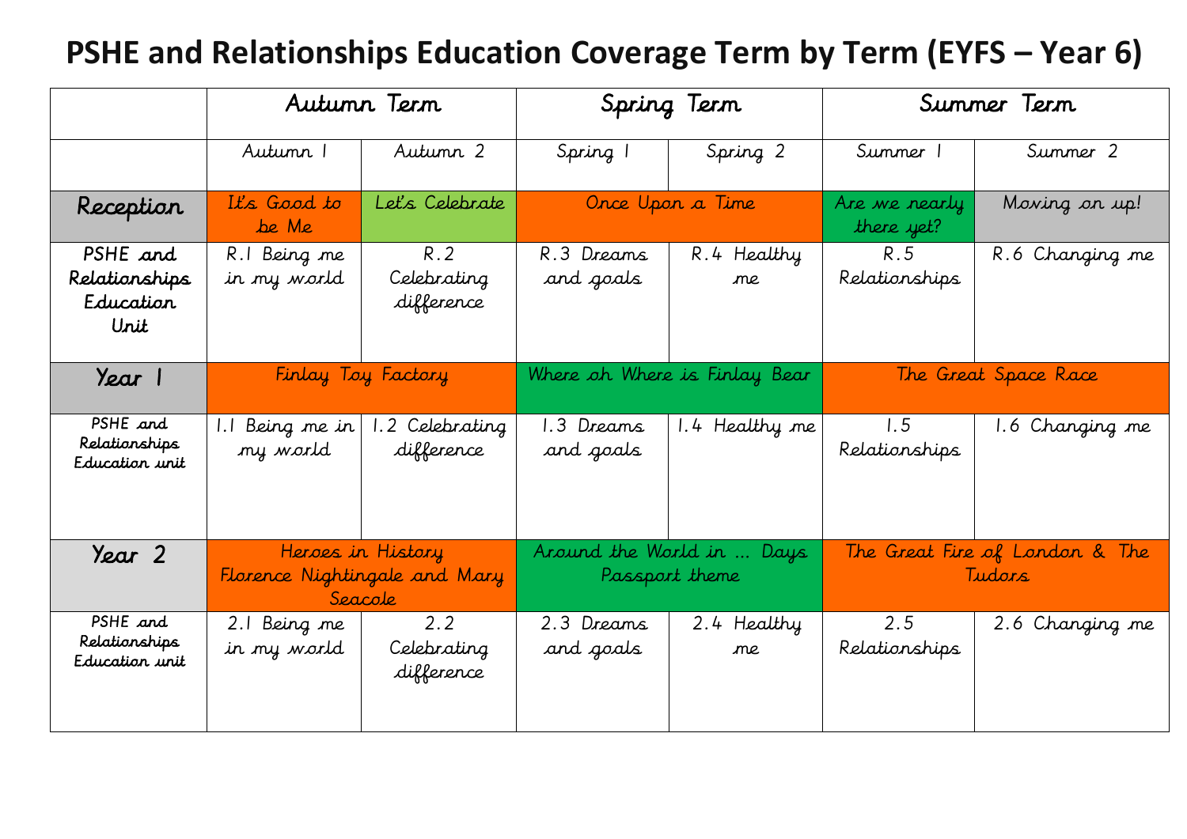# PSHE and Relationships Education Coverage Term by Term (EYFS – Year 6)

| | Autumn Term | | Spring Term | | Summer Term | |
|---|---|---|---|---|---|---|
| | Autumn 1 | Autumn 2 | Spring 1 | Spring 2 | Summer 1 | Summer 2 |
| **Reception** | It's Good to be Me | Let's Celebrate | Once Upon a Time | | Are we nearly there yet? | Moving on up! |
| **PSHE and Relationships Education Unit** | R.1 Being me in my world | R.2 Celebrating difference | R.3 Dreams and goals | R.4 Healthy me | R.5 Relationships | R.6 Changing me |
| **Year 1** | Finlay Toy Factory | | Where oh Where is Finlay Bear | | The Great Space Race | |
| PSHE and Relationships Education unit | 1.1 Being me in my world | 1.2 Celebrating difference | 1.3 Dreams and goals | 1.4 Healthy me | 1.5 Relationships | 1.6 Changing me |
| **Year 2** | Heroes in History Florence Nightingale and Mary Seacole | | Around the World in … Days Passport theme | | The Great Fire of London & The Tudors | |
| PSHE and Relationships Education unit | 2.1 Being me in my world | 2.2 Celebrating difference | 2.3 Dreams and goals | 2.4 Healthy me | 2.5 Relationships | 2.6 Changing me |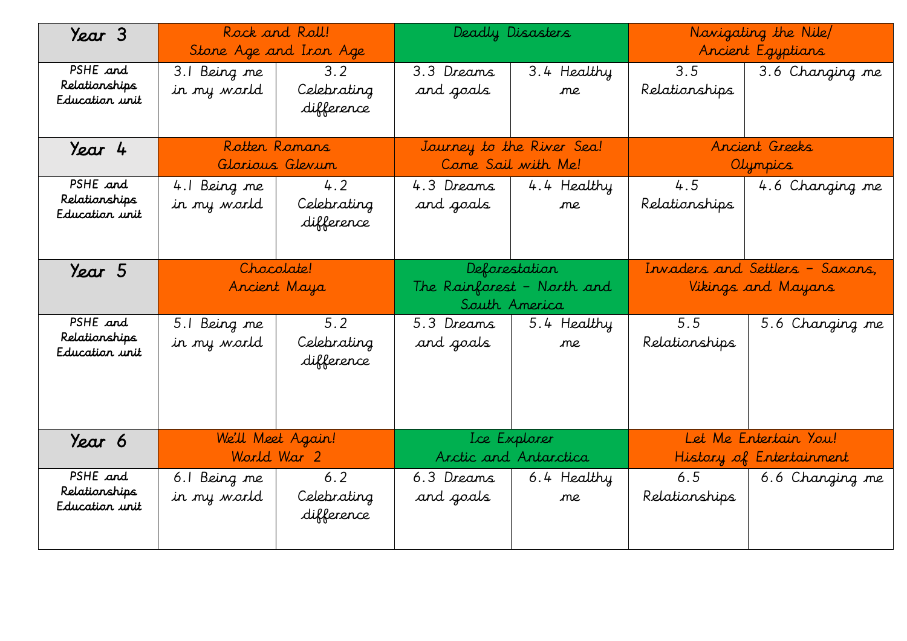| Year 3 | Rock and Roll! Stone Age and Iron Age | | Deadly Disasters | | Navigating the Nile/ Ancient Egyptians | |
|---|---|---|---|---|---|---|
| PSHE and Relationships Education unit | 3.1 Being me in my world | 3.2 Celebrating difference | 3.3 Dreams and goals | 3.4 Healthy me | 3.5 Relationships | 3.6 Changing me |
| **Year 4** | Rotten Romans Glorious Glevum | | Journey to the River Sea! Come Sail with Me! | | Ancient Greeks Olympics | |
| PSHE and Relationships Education unit | 4.1 Being me in my world | 4.2 Celebrating difference | 4.3 Dreams and goals | 4.4 Healthy me | 4.5 Relationships | 4.6 Changing me |
| **Year 5** | Chocolate! Ancient Maya | | Deforestation The Rainforest – North and South America | | Invaders and Settlers – Saxons, Vikings and Mayans | |
| PSHE and Relationships Education unit | 5.1 Being me in my world | 5.2 Celebrating difference | 5.3 Dreams and goals | 5.4 Healthy me | 5.5 Relationships | 5.6 Changing me |
| **Year 6** | We'll Meet Again! World War 2 | | Ice Explorer Arctic and Antarctica | | Let Me Entertain You! History of Entertainment | |
| PSHE and Relationships Education unit | 6.1 Being me in my world | 6.2 Celebrating difference | 6.3 Dreams and goals | 6.4 Healthy me | 6.5 Relationships | 6.6 Changing me |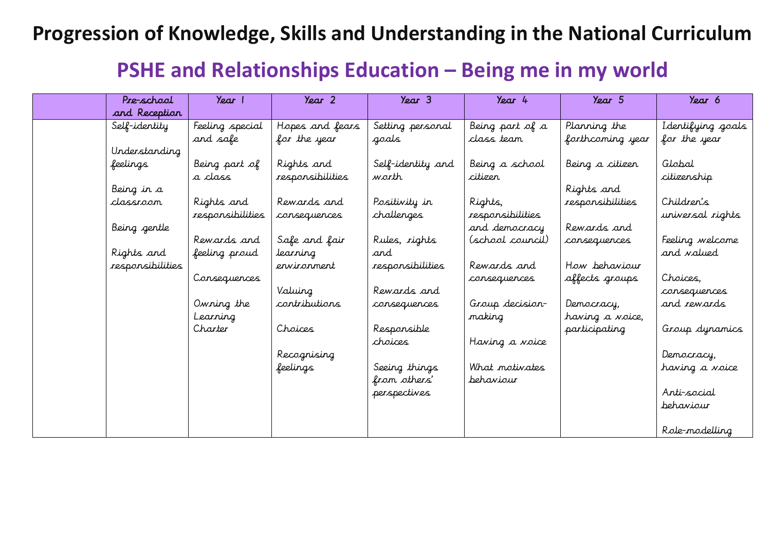# Progression of Knowledge, Skills and Understanding in the National Curriculum

## PSHE and Relationships Education – Being me in my world

| | Pre-school and Reception | Year 1 | Year 2 | Year 3 | Year 4 | Year 5 | Year 6 |
|---|---|---|---|---|---|---|---|
| | Self-identity<br><br>Understanding feelings<br><br>Being in a classroom<br><br>Being gentle<br><br>Rights and responsibilities | Feeling special and safe<br><br>Being part of a class<br><br>Rights and responsibilities<br><br>Rewards and feeling proud<br><br>Consequences<br><br>Owning the Learning Charter | Hopes and fears for the year<br><br>Rights and responsibilities<br><br>Rewards and consequences<br><br>Safe and fair learning environment<br><br>Valuing contributions<br><br>Choices<br><br>Recognising feelings | Setting personal goals<br><br>Self-identity and worth<br><br>Positivity in challenges<br><br>Rules, rights and responsibilities<br><br>Rewards and consequences<br><br>Responsible choices<br><br>Seeing things from others' perspectives | Being part of a class team<br><br>Being a school citizen<br><br>Rights, responsibilities and democracy (school council)<br><br>Rewards and consequences<br><br>Group decision-making<br><br>Having a voice<br><br>What motivates behaviour | Planning the forthcoming year<br><br>Being a citizen<br><br>Rights and responsibilities<br><br>Rewards and consequences<br><br>How behaviour affects groups<br><br>Democracy, having a voice, participating | Identifying goals for the year<br><br>Global citizenship<br><br>Children's universal rights<br><br>Feeling welcome and valued<br><br>Choices, consequences and rewards<br><br>Group dynamics<br><br>Democracy, having a voice<br><br>Anti-social behaviour<br><br>Role-modelling |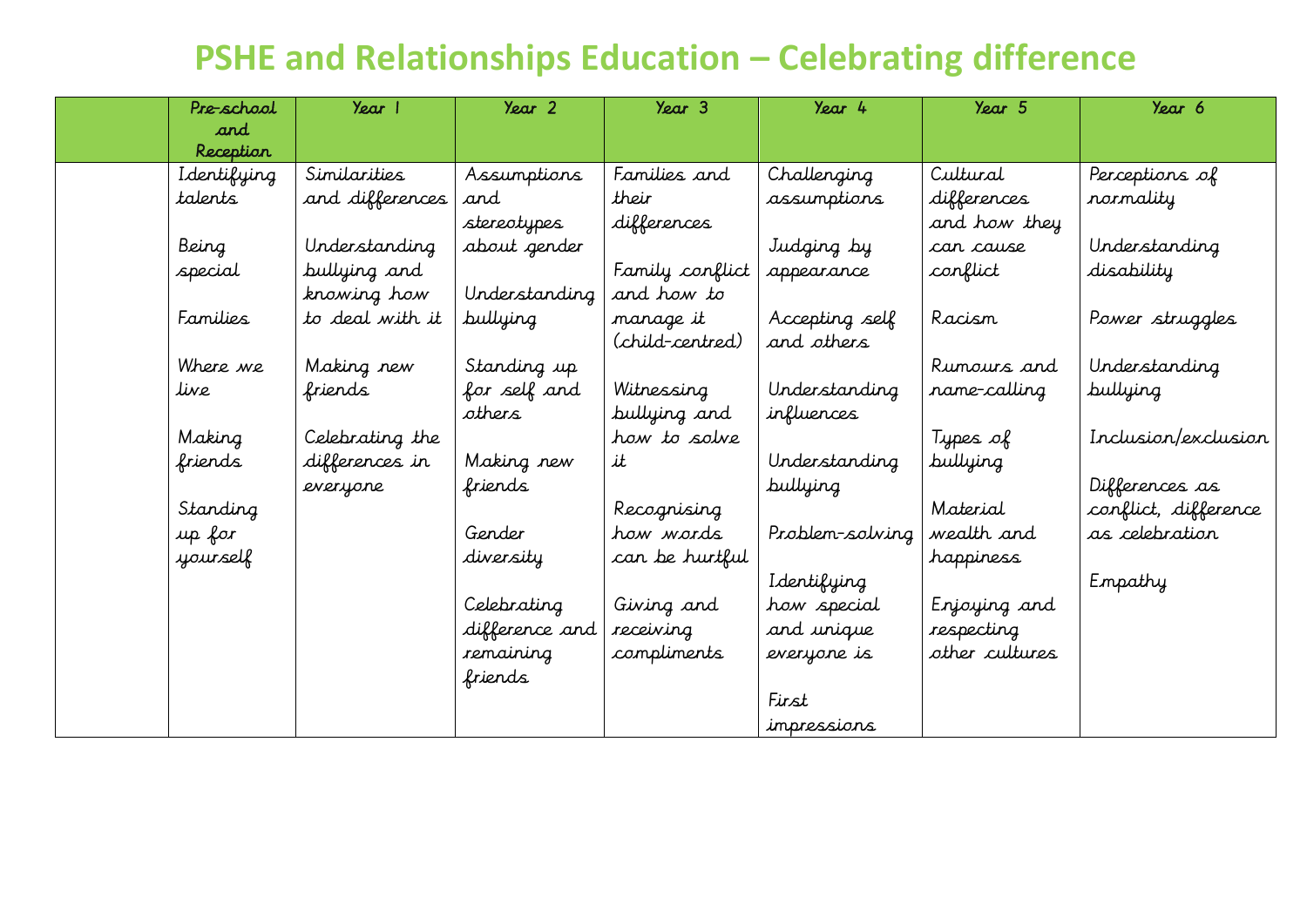# PSHE and Relationships Education – Celebrating difference

| | Pre-school and Reception | Year 1 | Year 2 | Year 3 | Year 4 | Year 5 | Year 6 |
|---|---|---|---|---|---|---|---|
| | Identifying talents<br><br>Being special<br><br>Families<br><br>Where we live<br><br>Making friends<br><br>Standing up for yourself | Similarities and differences<br><br>Understanding bullying and knowing how to deal with it<br><br>Making new friends<br><br>Celebrating the differences in everyone | Assumptions and stereotypes about gender<br><br>Understanding bullying<br><br>Standing up for self and others<br><br>Making new friends<br><br>Gender diversity<br><br>Celebrating difference and remaining friends | Families and their differences<br><br>Family conflict and how to manage it (child-centred)<br><br>Witnessing bullying and how to solve it<br><br>Recognising how words can be hurtful<br><br>Giving and receiving compliments | Challenging assumptions<br><br>Judging by appearance<br><br>Accepting self and others<br><br>Understanding influences<br><br>Understanding bullying<br><br>Problem-solving<br><br>Identifying how special and unique everyone is<br><br>First impressions | Cultural differences and how they can cause conflict<br><br>Racism<br><br>Rumours and name-calling<br><br>Types of bullying<br><br>Material wealth and happiness<br><br>Enjoying and respecting other cultures | Perceptions of normality<br><br>Understanding disability<br><br>Power struggles<br><br>Understanding bullying<br><br>Inclusion/exclusion<br><br>Differences as conflict, difference as celebration<br><br>Empathy |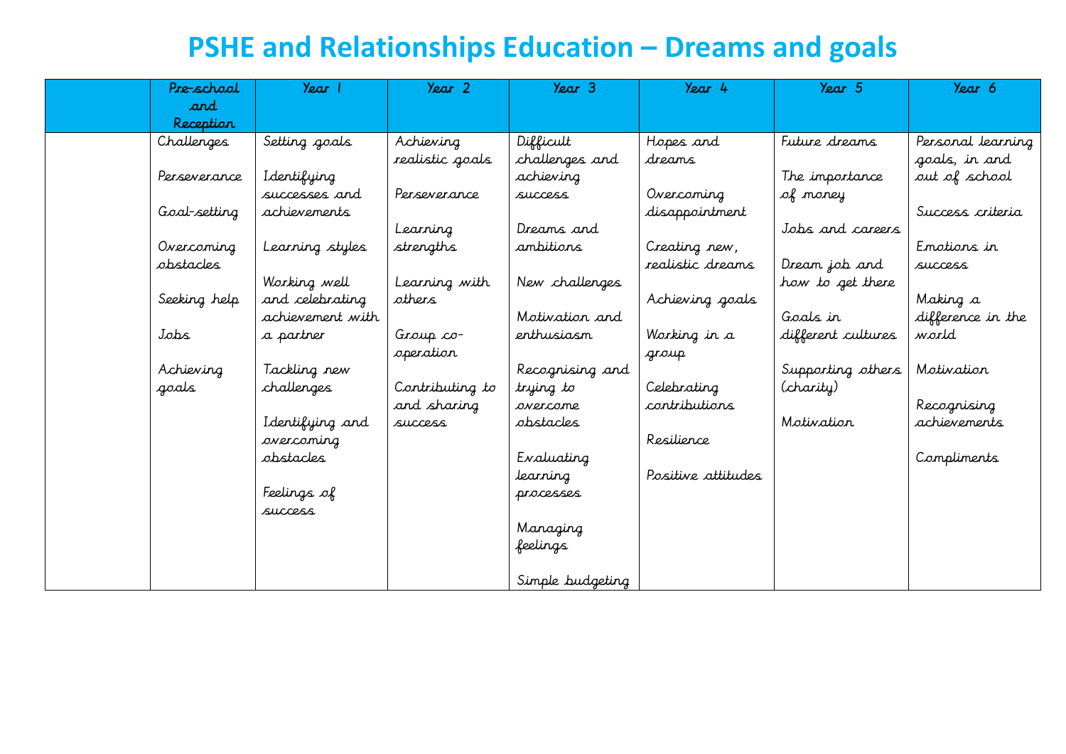# PSHE and Relationships Education – Dreams and goals

| | Pre-school and Reception | Year 1 | Year 2 | Year 3 | Year 4 | Year 5 | Year 6 |
|---|---|---|---|---|---|---|---|
| | Challenges<br><br>Perseverance<br><br>Goal-setting<br><br>Overcoming obstacles<br><br>Seeking help<br><br>Jobs<br><br>Achieving goals | Setting goals<br><br>Identifying successes and achievements<br><br>Learning styles<br><br>Working well and celebrating achievement with a partner<br><br>Tackling new challenges<br><br>Identifying and overcoming obstacles<br><br>Feelings of success | Achieving realistic goals<br><br>Perseverance<br><br>Learning strengths<br><br>Learning with others<br><br>Group co-operation<br><br>Contributing to and sharing success | Difficult challenges and achieving success<br><br>Dreams and ambitions<br><br>New challenges<br><br>Motivation and enthusiasm<br><br>Recognising and trying to overcome obstacles<br><br>Evaluating learning processes<br><br>Managing feelings<br><br>Simple budgeting | Hopes and dreams<br><br>Overcoming disappointment<br><br>Creating new, realistic dreams<br><br>Achieving goals<br><br>Working in a group<br><br>Celebrating contributions<br><br>Resilience<br><br>Positive attitudes | Future dreams<br><br>The importance of money<br><br>Jobs and careers<br><br>Dream job and how to get there<br><br>Goals in different cultures<br><br>Supporting others (charity)<br><br>Motivation | Personal learning goals, in and out of school<br><br>Success criteria<br><br>Emotions in success<br><br>Making a difference in the world<br><br>Motivation<br><br>Recognising achievements<br><br>Compliments |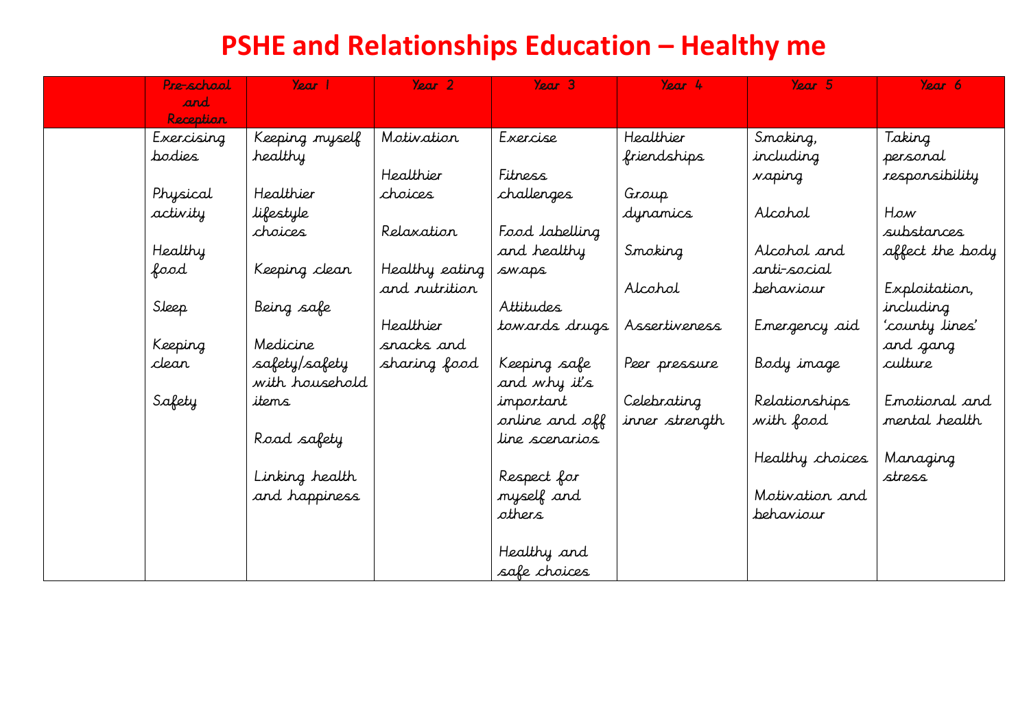# PSHE and Relationships Education – Healthy me

| | Pre-school and Reception | Year 1 | Year 2 | Year 3 | Year 4 | Year 5 | Year 6 |
|---|---|---|---|---|---|---|---|
| | Exercising bodies<br><br>Physical activity<br><br>Healthy food<br><br>Sleep<br><br>Keeping clean<br><br>Safety | Keeping myself healthy<br><br>Healthier lifestyle choices<br><br>Keeping clean<br><br>Being safe<br><br>Medicine safety/safety with household items<br><br>Road safety<br><br>Linking health and happiness | Motivation<br><br>Healthier choices<br><br>Relaxation<br><br>Healthy eating and nutrition<br><br>Healthier snacks and sharing food | Exercise<br><br>Fitness challenges<br><br>Food labelling and healthy swaps<br><br>Attitudes towards drugs<br><br>Keeping safe and why it's important online and off line scenarios<br><br>Respect for myself and others<br><br>Healthy and safe choices | Healthier friendships<br><br>Group dynamics<br><br>Smoking<br><br>Alcohol<br><br>Assertiveness<br><br>Peer pressure<br><br>Celebrating inner strength | Smoking, including vaping<br><br>Alcohol<br><br>Alcohol and anti-social behaviour<br><br>Emergency aid<br><br>Body image<br><br>Relationships with food<br><br>Healthy choices<br><br>Motivation and behaviour | Taking personal responsibility<br><br>How substances affect the body<br><br>Exploitation, including 'county lines' and gang culture<br><br>Emotional and mental health<br><br>Managing stress |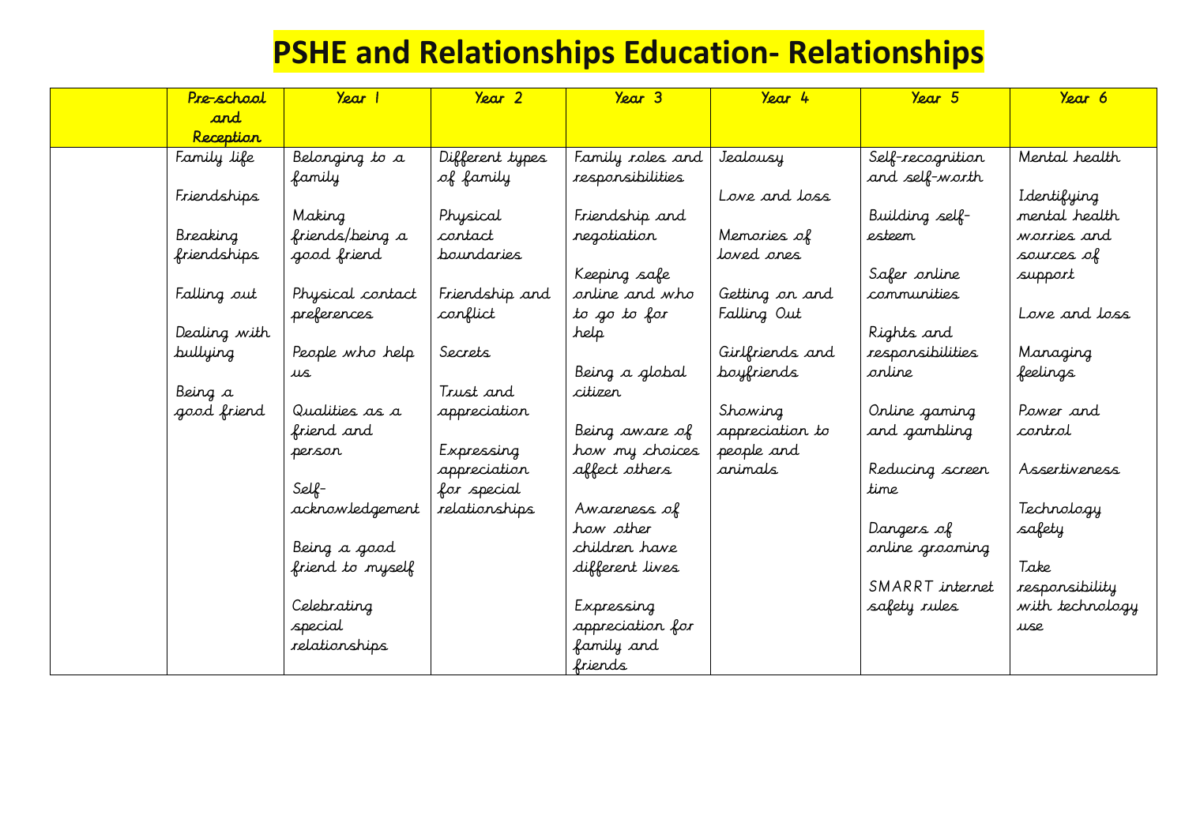# PSHE and Relationships Education- Relationships

| | Pre-school and Reception | Year 1 | Year 2 | Year 3 | Year 4 | Year 5 | Year 6 |
|---|---|---|---|---|---|---|---|
| | Family life<br><br>Friendships<br><br>Breaking friendships<br><br>Falling out<br><br>Dealing with bullying<br><br>Being a good friend | Belonging to a family<br><br>Making friends/being a good friend<br><br>Physical contact preferences<br><br>People who help us<br><br>Qualities as a friend and person<br><br>Self-acknowledgement<br><br>Being a good friend to myself<br><br>Celebrating special relationships | Different types of family<br><br>Physical contact boundaries<br><br>Friendship and conflict<br><br>Secrets<br><br>Trust and appreciation<br><br>Expressing appreciation for special relationships | Family roles and responsibilities<br><br>Friendship and negotiation<br><br>Keeping safe online and who to go to for help<br><br>Being a global citizen<br><br>Being aware of how my choices affect others<br><br>Awareness of how other children have different lives<br><br>Expressing appreciation for family and friends | Jealousy<br><br>Love and loss<br><br>Memories of loved ones<br><br>Getting on and Falling Out<br><br>Girlfriends and boyfriends<br><br>Showing appreciation to people and animals | Self-recognition and self-worth<br><br>Building self-esteem<br><br>Safer online communities<br><br>Rights and responsibilities online<br><br>Online gaming and gambling<br><br>Reducing screen time<br><br>Dangers of online grooming<br><br>SMARRT internet safety rules | Mental health<br><br>Identifying mental health worries and sources of support<br><br>Love and loss<br><br>Managing feelings<br><br>Power and control<br><br>Assertiveness<br><br>Technology safety<br><br>Take responsibility with technology use |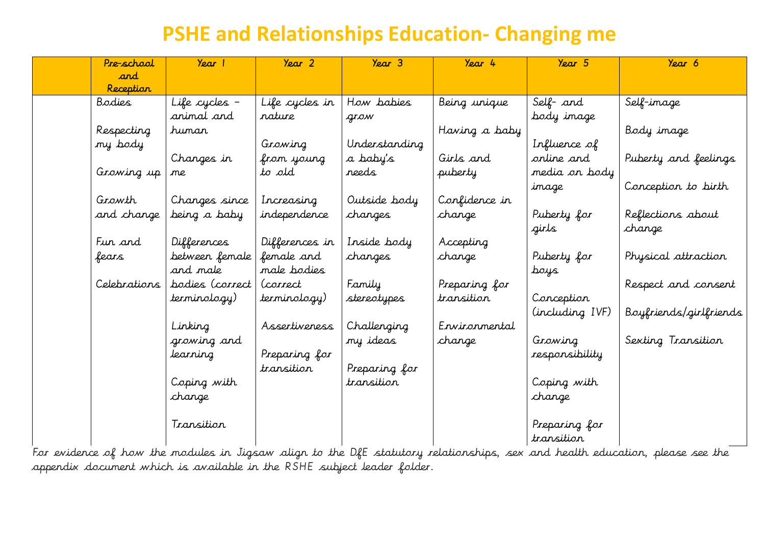# PSHE and Relationships Education- Changing me

| | Pre-school and Reception | Year 1 | Year 2 | Year 3 | Year 4 | Year 5 | Year 6 |
|---|---|---|---|---|---|---|---|
| | Bodies<br><br>Respecting my body<br><br>Growing up<br><br>Growth and change<br><br>Fun and fears<br><br>Celebrations | Life cycles – animal and human<br><br>Changes in me<br><br>Changes since being a baby<br><br>Differences between female and male bodies (correct terminology)<br><br>Linking growing and learning<br><br>Coping with change<br><br>Transition | Life cycles in nature<br><br>Growing from young to old<br><br>Increasing independence<br><br>Differences in female and male bodies (correct terminology)<br><br>Assertiveness<br><br>Preparing for transition | How babies grow<br><br>Understanding a baby's needs<br><br>Outside body changes<br><br>Inside body changes<br><br>Family stereotypes<br><br>Challenging my ideas<br><br>Preparing for transition | Being unique<br><br>Having a baby<br><br>Girls and puberty<br><br>Confidence in change<br><br>Accepting change<br><br>Preparing for transition<br><br>Environmental change | Self- and body image<br><br>Influence of online and media on body image<br><br>Puberty for girls<br><br>Puberty for boys<br><br>Conception (including IVF)<br><br>Growing responsibility<br><br>Coping with change<br><br>Preparing for transition | Self-image<br><br>Body image<br><br>Puberty and feelings<br><br>Conception to birth<br><br>Reflections about change<br><br>Physical attraction<br><br>Respect and consent<br><br>Boyfriends/girlfriends<br><br>Sexting Transition |

For evidence of how the modules in Jigsaw align to the DfE statutory relationships, sex and health education, please see the appendix document which is available in the RSHE subject leader folder.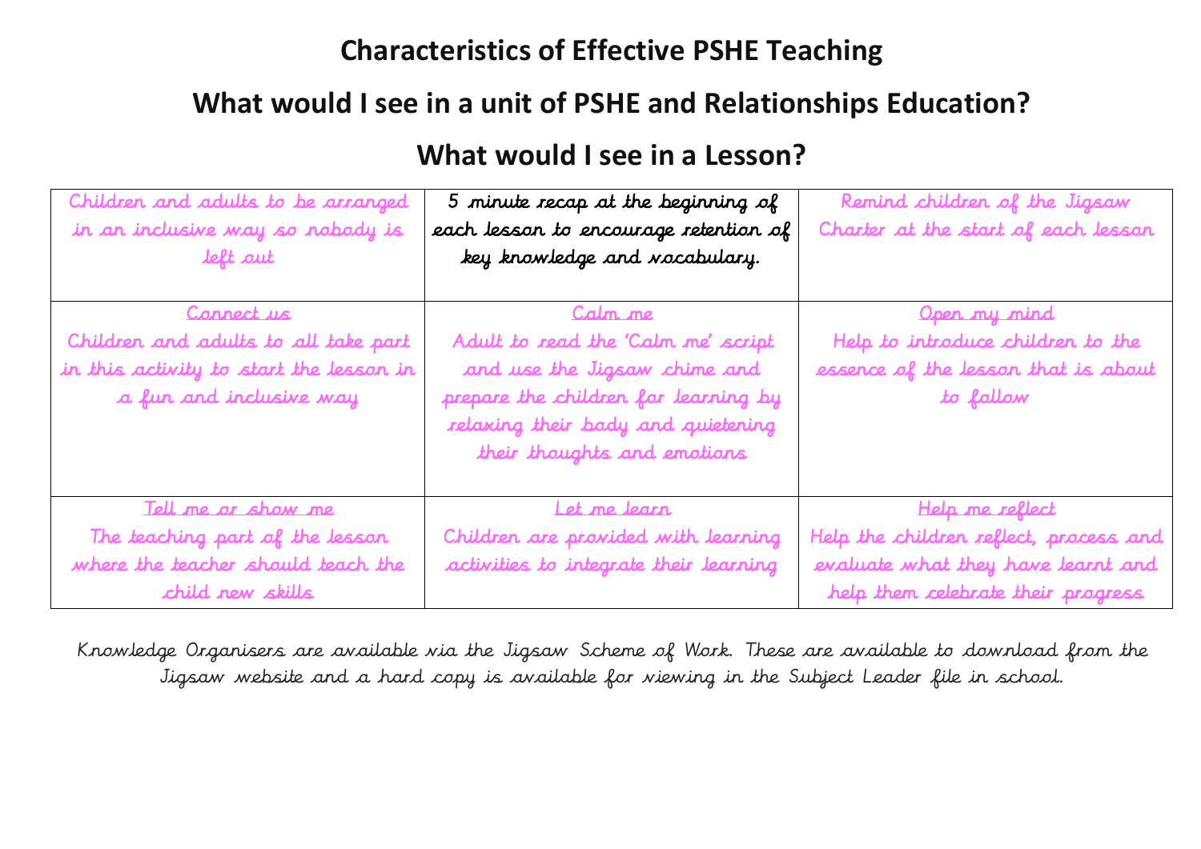# Characteristics of Effective PSHE Teaching

## What would I see in a unit of PSHE and Relationships Education?

## What would I see in a Lesson?

| | | |
|---|---|---|
| Children and adults to be arranged in an inclusive way so nobody is left out | 5 minute recap at the beginning of each lesson to encourage retention of key knowledge and vocabulary. | Remind children of the Jigsaw Charter at the start of each lesson |
| Connect us<br>Children and adults to all take part in this activity to start the lesson in a fun and inclusive way | Calm me<br>Adult to read the 'Calm me' script and use the Jigsaw chime and prepare the children for learning by relaxing their body and quietening their thoughts and emotions | Open my mind<br>Help to introduce children to the essence of the lesson that is about to follow |
| Tell me or show me<br>The teaching part of the lesson where the teacher should teach the child new skills | Let me learn<br>Children are provided with learning activities to integrate their learning | Help me reflect<br>Help the children reflect, process and evaluate what they have learnt and help them celebrate their progress |

Knowledge Organisers are available via the Jigsaw Scheme of Work. These are available to download from the Jigsaw website and a hard copy is available for viewing in the Subject Leader file in school.